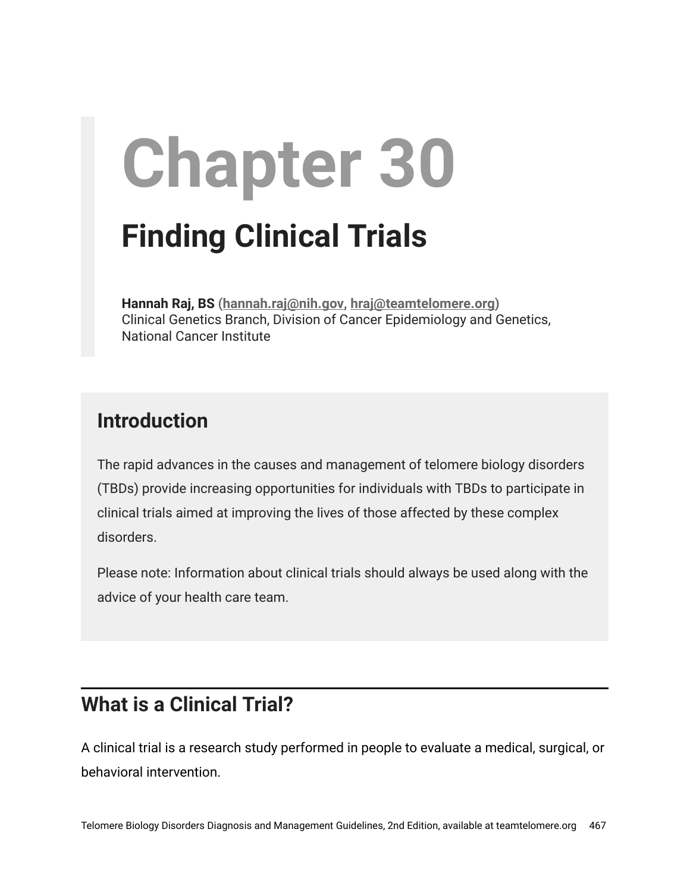# Chapter 30

## Finding Clinical Trials

**Hannah Raj, BS** (hannah.raj@nih.gov, hraj@teamtelomere.org)
Clinical Genetics Branch, Division of Cancer Epidemiology and Genetics, National Cancer Institute

### Introduction

The rapid advances in the causes and management of telomere biology disorders (TBDs) provide increasing opportunities for individuals with TBDs to participate in clinical trials aimed at improving the lives of those affected by these complex disorders.

Please note: Information about clinical trials should always be used along with the advice of your health care team.

## What is a Clinical Trial?

A clinical trial is a research study performed in people to evaluate a medical, surgical, or behavioral intervention.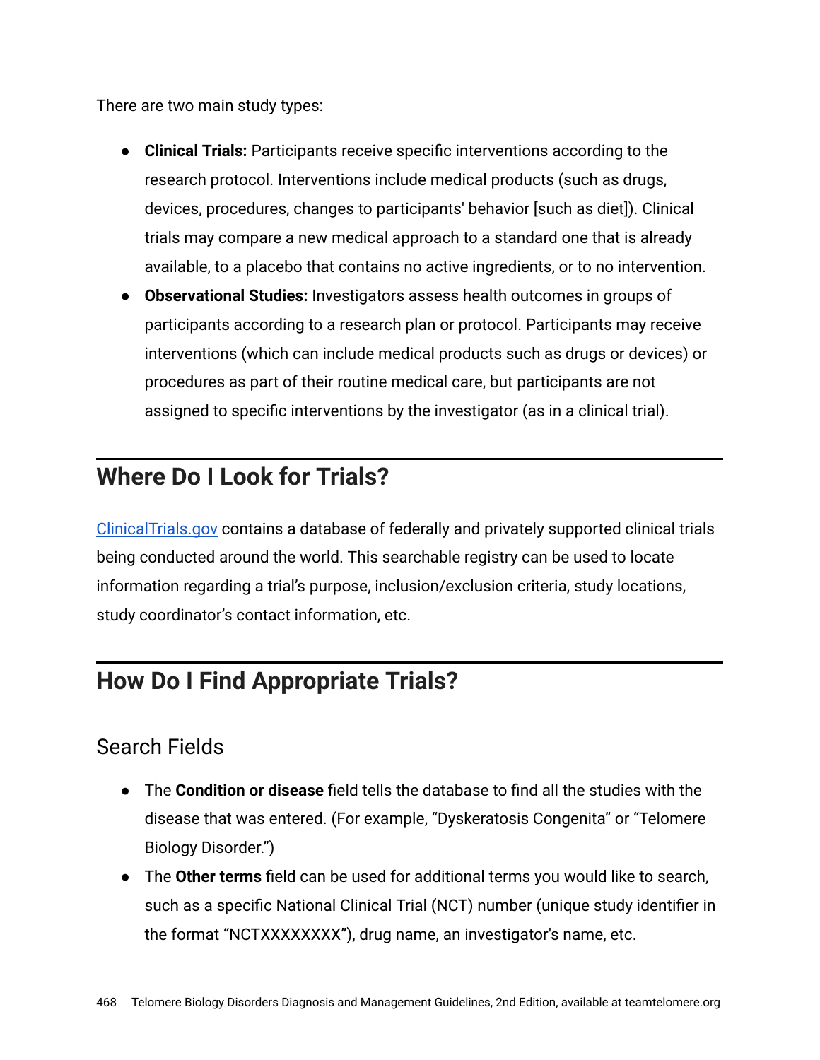There are two main study types:

- **Clinical Trials:** Participants receive specific interventions according to the research protocol. Interventions include medical products (such as drugs, devices, procedures, changes to participants' behavior [such as diet]). Clinical trials may compare a new medical approach to a standard one that is already available, to a placebo that contains no active ingredients, or to no intervention.
- **Observational Studies:** Investigators assess health outcomes in groups of participants according to a research plan or protocol. Participants may receive interventions (which can include medical products such as drugs or devices) or procedures as part of their routine medical care, but participants are not assigned to specific interventions by the investigator (as in a clinical trial).

## Where Do I Look for Trials?

[ClinicalTrials.gov](https://ClinicalTrials.gov) contains a database of federally and privately supported clinical trials being conducted around the world. This searchable registry can be used to locate information regarding a trial's purpose, inclusion/exclusion criteria, study locations, study coordinator's contact information, etc.

## How Do I Find Appropriate Trials?

### Search Fields

- The **Condition or disease** field tells the database to find all the studies with the disease that was entered. (For example, "Dyskeratosis Congenita" or "Telomere Biology Disorder.")
- The **Other terms** field can be used for additional terms you would like to search, such as a specific National Clinical Trial (NCT) number (unique study identifier in the format "NCTXXXXXXXX"), drug name, an investigator's name, etc.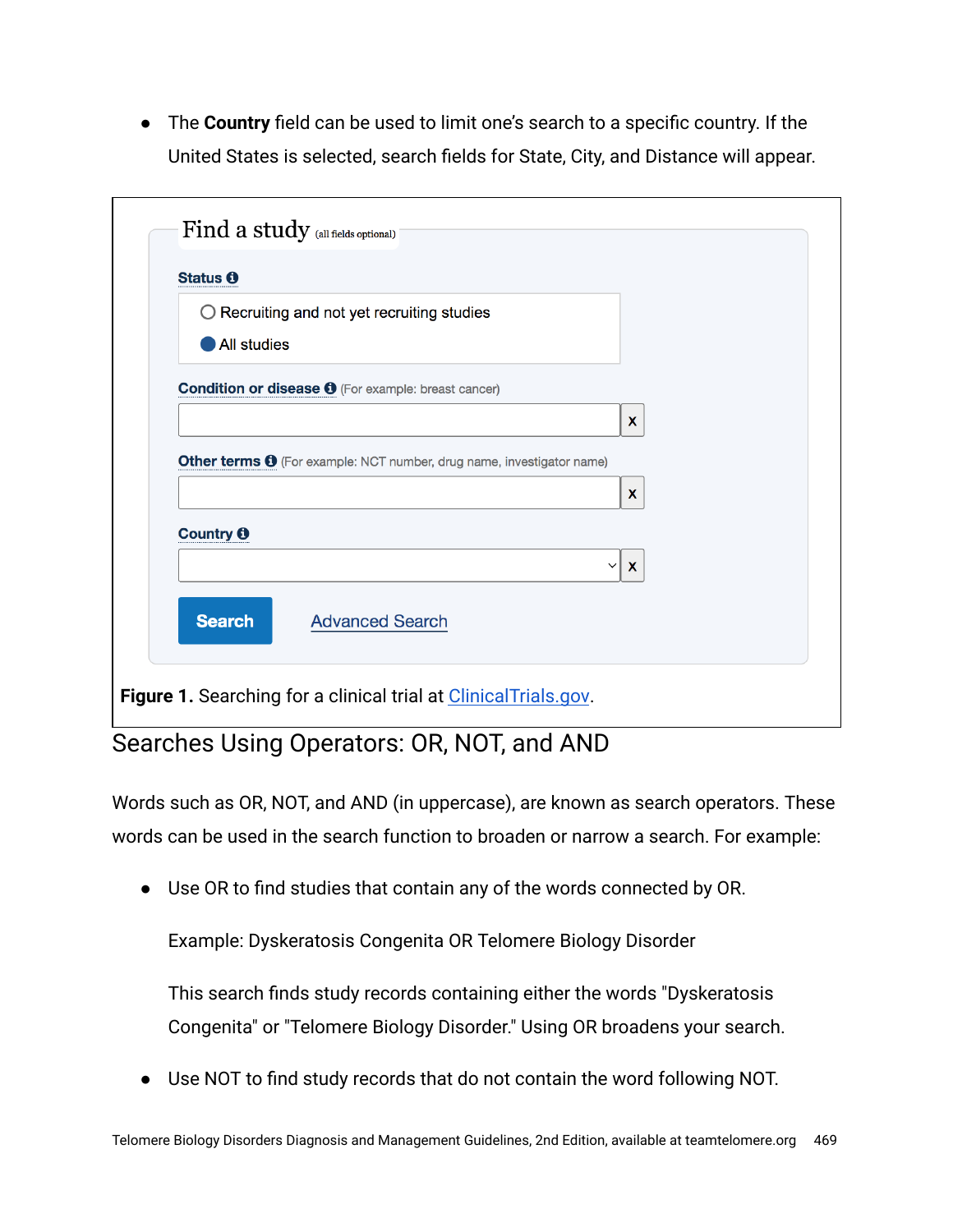- The **Country** field can be used to limit one's search to a specific country. If the United States is selected, search fields for State, City, and Distance will appear.

Find a study (all fields optional)

Status

Recruiting and not yet recruiting studies

All studies

Condition or disease (For example: breast cancer)

Other terms (For example: NCT number, drug name, investigator name)

Country

Search  Advanced Search

**Figure 1.** Searching for a clinical trial at ClinicalTrials.gov.

## Searches Using Operators: OR, NOT, and AND

Words such as OR, NOT, and AND (in uppercase), are known as search operators. These words can be used in the search function to broaden or narrow a search. For example:

- Use OR to find studies that contain any of the words connected by OR.

  Example: Dyskeratosis Congenita OR Telomere Biology Disorder

  This search finds study records containing either the words "Dyskeratosis Congenita" or "Telomere Biology Disorder." Using OR broadens your search.

- Use NOT to find study records that do not contain the word following NOT.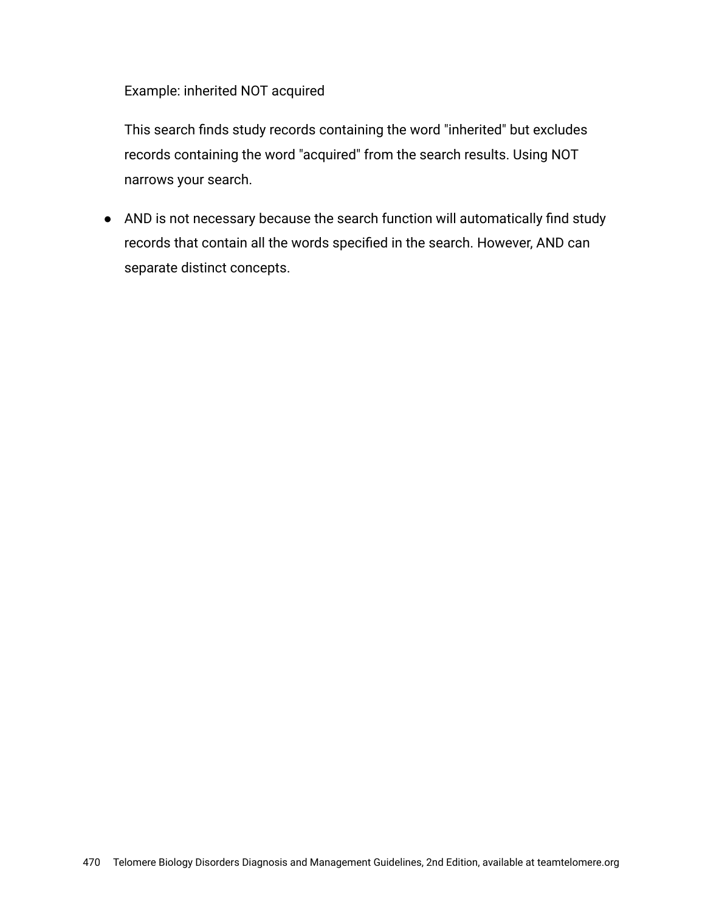Example: inherited NOT acquired

This search finds study records containing the word "inherited" but excludes records containing the word "acquired" from the search results. Using NOT narrows your search.

- AND is not necessary because the search function will automatically find study records that contain all the words specified in the search. However, AND can separate distinct concepts.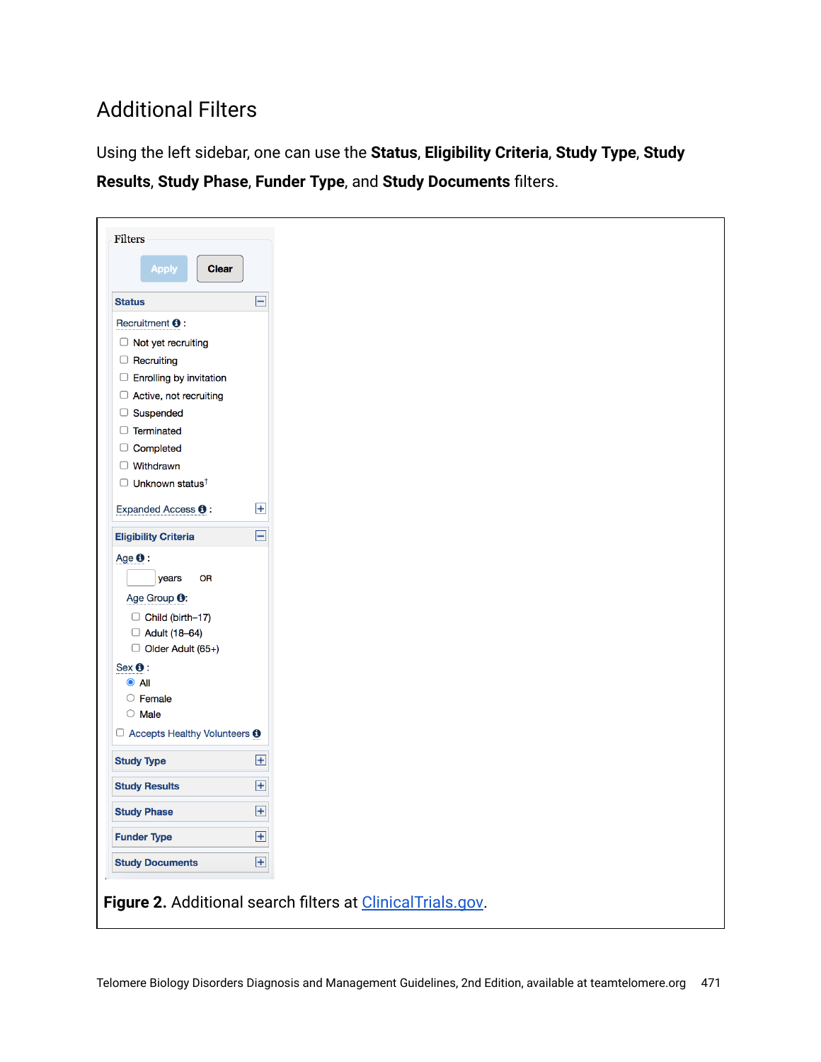## Additional Filters

Using the left sidebar, one can use the **Status**, **Eligibility Criteria**, **Study Type**, **Study Results**, **Study Phase**, **Funder Type**, and **Study Documents** filters.

Filters

Apply Clear

**Status**

Recruitment :

- Not yet recruiting
- Recruiting
- Enrolling by invitation
- Active, not recruiting
- Suspended
- Terminated
- Completed
- Withdrawn
- Unknown status†

Expanded Access :

**Eligibility Criteria**

Age :

years OR

Age Group :

- Child (birth–17)
- Adult (18–64)
- Older Adult (65+)

Sex :

- All
- Female
- Male

Accepts Healthy Volunteers

**Study Type**

**Study Results**

**Study Phase**

**Funder Type**

**Study Documents**

**Figure 2.** Additional search filters at ClinicalTrials.gov.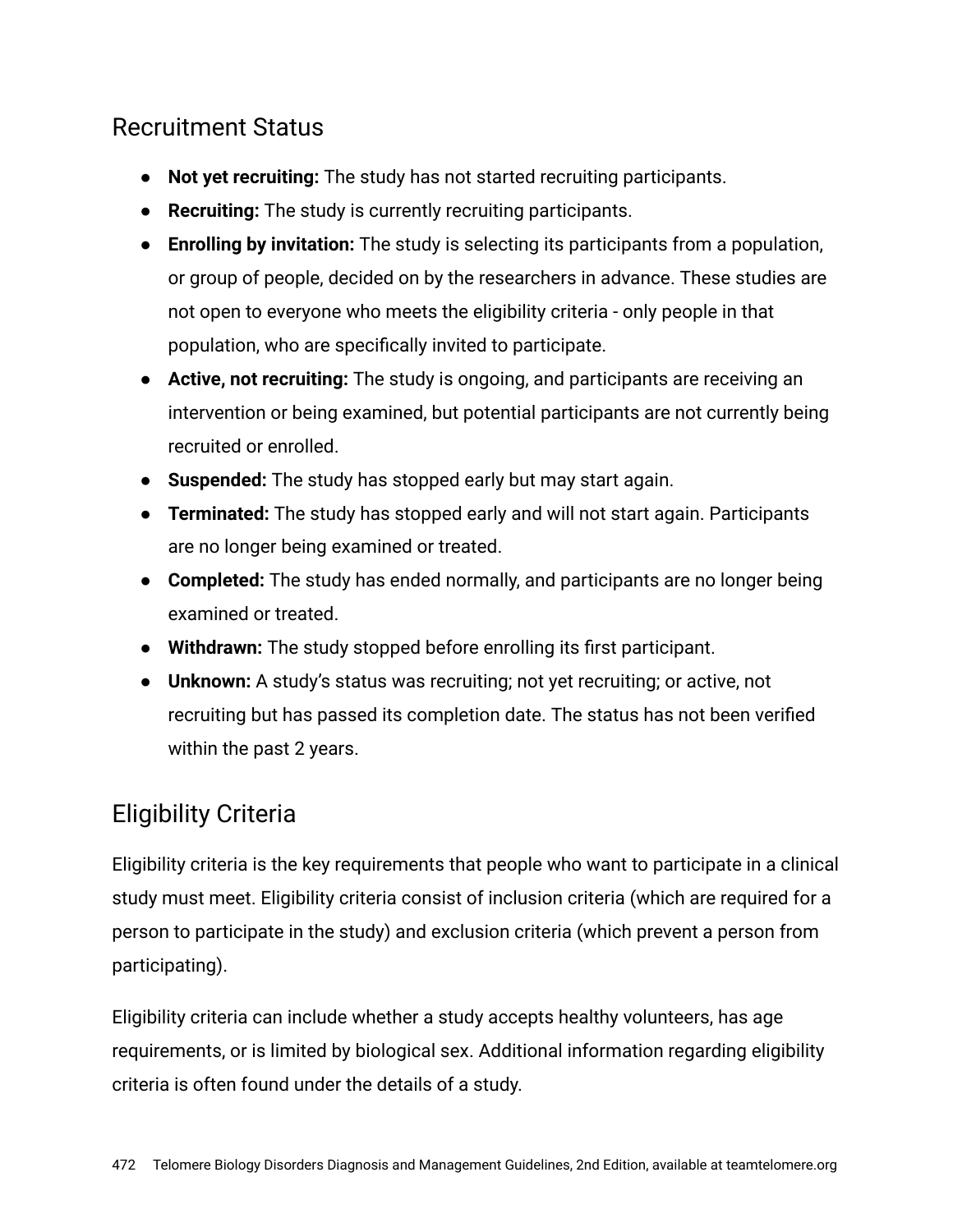## Recruitment Status

- **Not yet recruiting:** The study has not started recruiting participants.
- **Recruiting:** The study is currently recruiting participants.
- **Enrolling by invitation:** The study is selecting its participants from a population, or group of people, decided on by the researchers in advance. These studies are not open to everyone who meets the eligibility criteria - only people in that population, who are specifically invited to participate.
- **Active, not recruiting:** The study is ongoing, and participants are receiving an intervention or being examined, but potential participants are not currently being recruited or enrolled.
- **Suspended:** The study has stopped early but may start again.
- **Terminated:** The study has stopped early and will not start again. Participants are no longer being examined or treated.
- **Completed:** The study has ended normally, and participants are no longer being examined or treated.
- **Withdrawn:** The study stopped before enrolling its first participant.
- **Unknown:** A study's status was recruiting; not yet recruiting; or active, not recruiting but has passed its completion date. The status has not been verified within the past 2 years.

## Eligibility Criteria

Eligibility criteria is the key requirements that people who want to participate in a clinical study must meet. Eligibility criteria consist of inclusion criteria (which are required for a person to participate in the study) and exclusion criteria (which prevent a person from participating).

Eligibility criteria can include whether a study accepts healthy volunteers, has age requirements, or is limited by biological sex. Additional information regarding eligibility criteria is often found under the details of a study.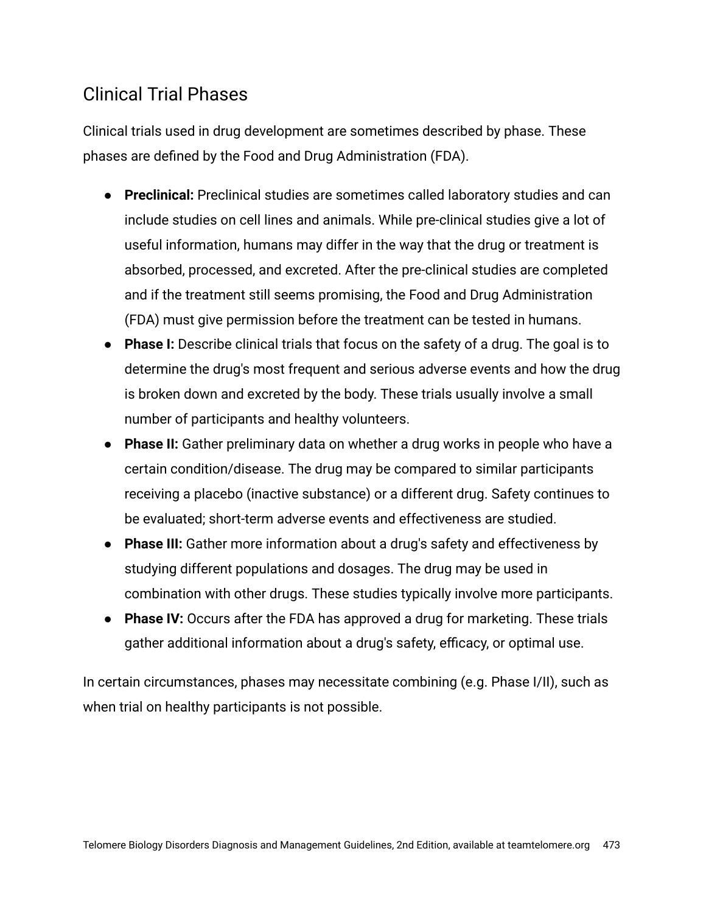## Clinical Trial Phases

Clinical trials used in drug development are sometimes described by phase. These phases are defined by the Food and Drug Administration (FDA).

- **Preclinical:** Preclinical studies are sometimes called laboratory studies and can include studies on cell lines and animals. While pre-clinical studies give a lot of useful information, humans may differ in the way that the drug or treatment is absorbed, processed, and excreted. After the pre-clinical studies are completed and if the treatment still seems promising, the Food and Drug Administration (FDA) must give permission before the treatment can be tested in humans.
- **Phase I:** Describe clinical trials that focus on the safety of a drug. The goal is to determine the drug's most frequent and serious adverse events and how the drug is broken down and excreted by the body. These trials usually involve a small number of participants and healthy volunteers.
- **Phase II:** Gather preliminary data on whether a drug works in people who have a certain condition/disease. The drug may be compared to similar participants receiving a placebo (inactive substance) or a different drug. Safety continues to be evaluated; short-term adverse events and effectiveness are studied.
- **Phase III:** Gather more information about a drug's safety and effectiveness by studying different populations and dosages. The drug may be used in combination with other drugs. These studies typically involve more participants.
- **Phase IV:** Occurs after the FDA has approved a drug for marketing. These trials gather additional information about a drug's safety, efficacy, or optimal use.

In certain circumstances, phases may necessitate combining (e.g. Phase I/II), such as when trial on healthy participants is not possible.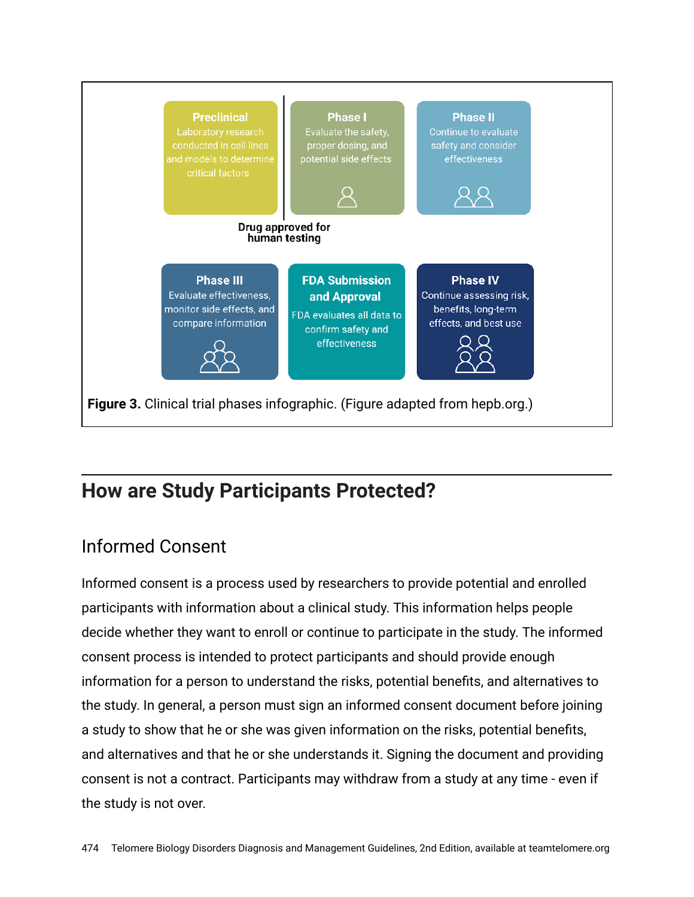**Preclinical**
Laboratory research conducted in cell lines and models to determine critical factors

**Phase I**
Evaluate the safety, proper dosing, and potential side effects

**Phase II**
Continue to evaluate safety and consider effectiveness

Drug approved for human testing

**Phase III**
Evaluate effectiveness, monitor side effects, and compare information

**FDA Submission and Approval**
FDA evaluates all data to confirm safety and effectiveness

**Phase IV**
Continue assessing risk, benefits, long-term effects, and best use

**Figure 3.** Clinical trial phases infographic. (Figure adapted from hepb.org.)

## How are Study Participants Protected?

### Informed Consent

Informed consent is a process used by researchers to provide potential and enrolled participants with information about a clinical study. This information helps people decide whether they want to enroll or continue to participate in the study. The informed consent process is intended to protect participants and should provide enough information for a person to understand the risks, potential benefits, and alternatives to the study. In general, a person must sign an informed consent document before joining a study to show that he or she was given information on the risks, potential benefits, and alternatives and that he or she understands it. Signing the document and providing consent is not a contract. Participants may withdraw from a study at any time - even if the study is not over.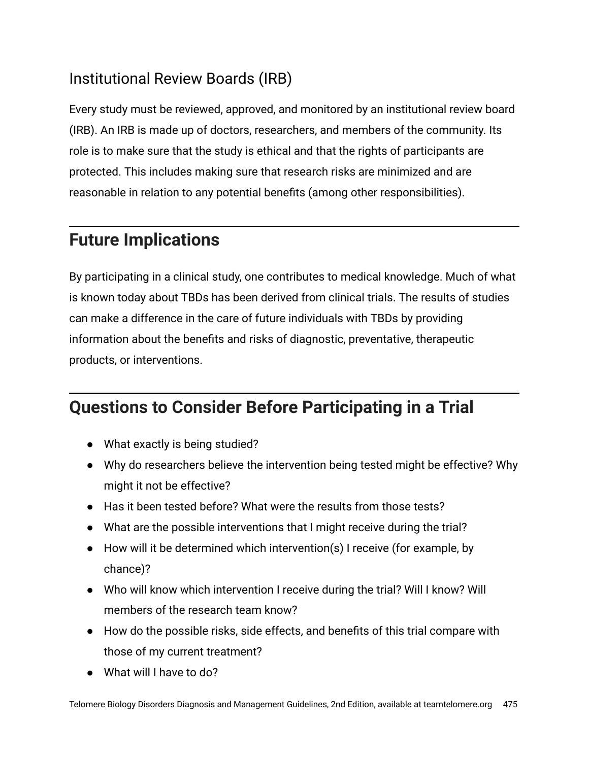### Institutional Review Boards (IRB)

Every study must be reviewed, approved, and monitored by an institutional review board (IRB). An IRB is made up of doctors, researchers, and members of the community. Its role is to make sure that the study is ethical and that the rights of participants are protected. This includes making sure that research risks are minimized and are reasonable in relation to any potential benefits (among other responsibilities).

## Future Implications

By participating in a clinical study, one contributes to medical knowledge. Much of what is known today about TBDs has been derived from clinical trials. The results of studies can make a difference in the care of future individuals with TBDs by providing information about the benefits and risks of diagnostic, preventative, therapeutic products, or interventions.

## Questions to Consider Before Participating in a Trial

- What exactly is being studied?
- Why do researchers believe the intervention being tested might be effective? Why might it not be effective?
- Has it been tested before? What were the results from those tests?
- What are the possible interventions that I might receive during the trial?
- How will it be determined which intervention(s) I receive (for example, by chance)?
- Who will know which intervention I receive during the trial? Will I know? Will members of the research team know?
- How do the possible risks, side effects, and benefits of this trial compare with those of my current treatment?
- What will I have to do?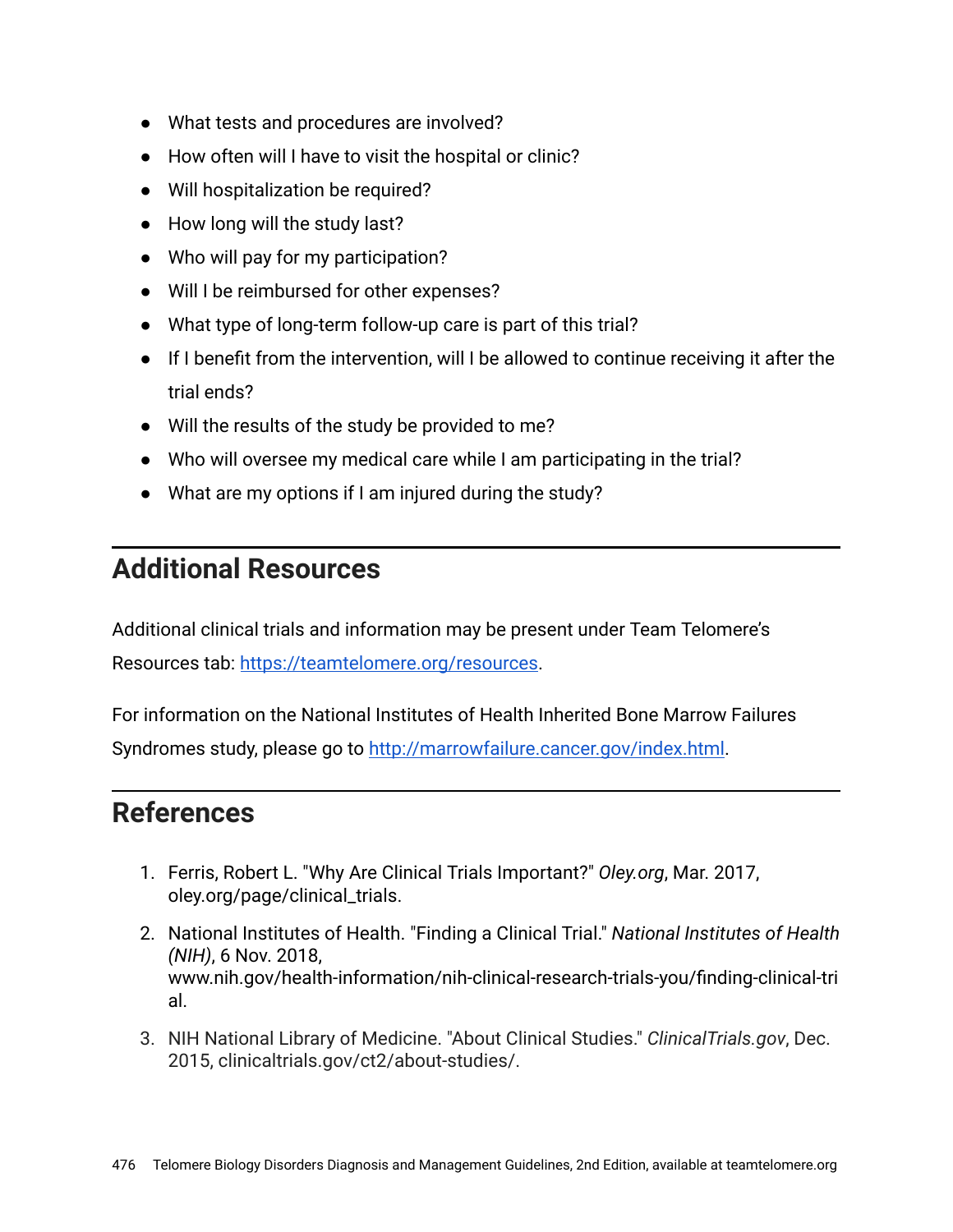- What tests and procedures are involved?
- How often will I have to visit the hospital or clinic?
- Will hospitalization be required?
- How long will the study last?
- Who will pay for my participation?
- Will I be reimbursed for other expenses?
- What type of long-term follow-up care is part of this trial?
- If I benefit from the intervention, will I be allowed to continue receiving it after the trial ends?
- Will the results of the study be provided to me?
- Who will oversee my medical care while I am participating in the trial?
- What are my options if I am injured during the study?

## Additional Resources

Additional clinical trials and information may be present under Team Telomere's Resources tab: https://teamtelomere.org/resources.

For information on the National Institutes of Health Inherited Bone Marrow Failures Syndromes study, please go to http://marrowfailure.cancer.gov/index.html.

## References

1. Ferris, Robert L. "Why Are Clinical Trials Important?" *Oley.org*, Mar. 2017, oley.org/page/clinical_trials.
2. National Institutes of Health. "Finding a Clinical Trial." *National Institutes of Health (NIH)*, 6 Nov. 2018, www.nih.gov/health-information/nih-clinical-research-trials-you/finding-clinical-trial.
3. NIH National Library of Medicine. "About Clinical Studies." *ClinicalTrials.gov*, Dec. 2015, clinicaltrials.gov/ct2/about-studies/.